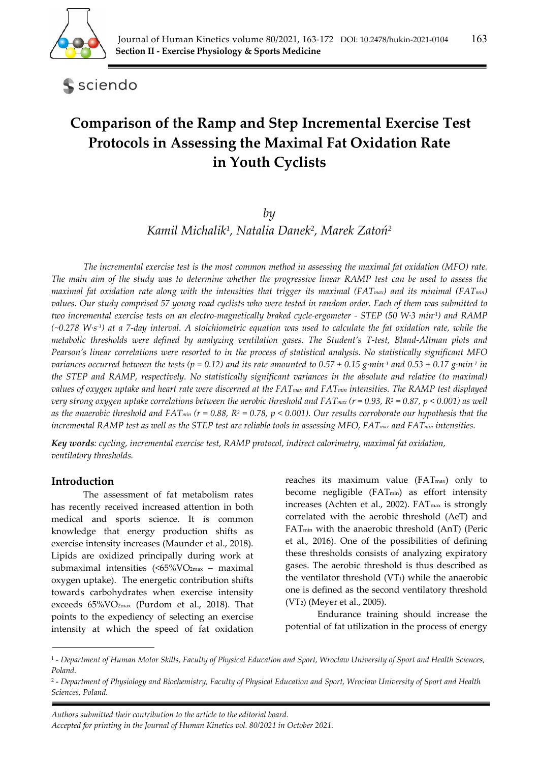**Section II - Exercise Physiology & Sports Medicine**

# Comparison of the Ramp and Step Incremental Exercise Test Protocols in Assessing the Maximal Fat Oxidation Rate in Youth Cyclists

*by*

*Kamil Michalik[1], Natalia Danek[2], Marek Zatoń[2]*

*The incremental exercise test is the most common method in assessing the maximal fat oxidation (MFO) rate. The main aim of the study was to determine whether the progressive linear RAMP test can be used to assess the maximal fat oxidation rate along with the intensities that trigger its maximal ($FAT_{max}$) and its minimal ($FAT_{min}$) values. Our study comprised 57 young road cyclists who were tested in random order. Each of them was submitted to two incremental exercise tests on an electro-magnetically braked cycle-ergometer - STEP (50 W·3 $min^{-1}$) and RAMP (~0.278 W·$s^{-1}$) at a 7-day interval. A stoichiometric equation was used to calculate the fat oxidation rate, while the metabolic thresholds were defined by analyzing ventilation gases. The Student's T-test, Bland-Altman plots and Pearson's linear correlations were resorted to in the process of statistical analysis. No statistically significant MFO variances occurred between the tests ($p = 0.12$) and its rate amounted to 0.57 ± 0.15 g·$min^{-1}$ and 0.53 ± 0.17 g·$min^{-1}$ in the STEP and RAMP, respectively. No statistically significant variances in the absolute and relative (to maximal) values of oxygen uptake and heart rate were discerned at the $FAT_{max}$ and $FAT_{min}$ intensities. The RAMP test displayed very strong oxygen uptake correlations between the aerobic threshold and $FAT_{max}$ ($r = 0.93$, $R^2 = 0.87$, $p < 0.001$) as well as the anaerobic threshold and $FAT_{min}$ ($r = 0.88$, $R^2 = 0.78$, $p < 0.001$). Our results corroborate our hypothesis that the incremental RAMP test as well as the STEP test are reliable tools in assessing MFO, $FAT_{max}$ and $FAT_{min}$ intensities.*

***Key words***: *cycling, incremental exercise test, RAMP protocol, indirect calorimetry, maximal fat oxidation, ventilatory thresholds.*

## Introduction

The assessment of fat metabolism rates has recently received increased attention in both medical and sports science. It is common knowledge that energy production shifts as exercise intensity increases (Maunder et al., 2018). Lipids are oxidized principally during work at submaximal intensities (<65%$VO_{2max}$ – maximal oxygen uptake). The energetic contribution shifts towards carbohydrates when exercise intensity exceeds 65%$VO_{2max}$ (Purdom et al., 2018). That points to the expediency of selecting an exercise intensity at which the speed of fat oxidation reaches its maximum value ($FAT_{max}$) only to become negligible ($FAT_{min}$) as effort intensity increases (Achten et al., 2002). $FAT_{max}$ is strongly correlated with the aerobic threshold (AeT) and $FAT_{min}$ with the anaerobic threshold (AnT) (Peric et al., 2016). One of the possibilities of defining these thresholds consists of analyzing expiratory gases. The aerobic threshold is thus described as the ventilator threshold ($VT_1$) while the anaerobic one is defined as the second ventilatory threshold ($VT_2$) (Meyer et al., 2005).

Endurance training should increase the potential of fat utilization in the process of energy

---

[1] - *Department of Human Motor Skills, Faculty of Physical Education and Sport, Wroclaw University of Sport and Health Sciences, Poland.*

[2] - *Department of Physiology and Biochemistry, Faculty of Physical Education and Sport, Wroclaw University of Sport and Health Sciences, Poland.*

*Authors submitted their contribution to the article to the editorial board.*
*Accepted for printing in the Journal of Human Kinetics vol. 80/2021 in October 2021.*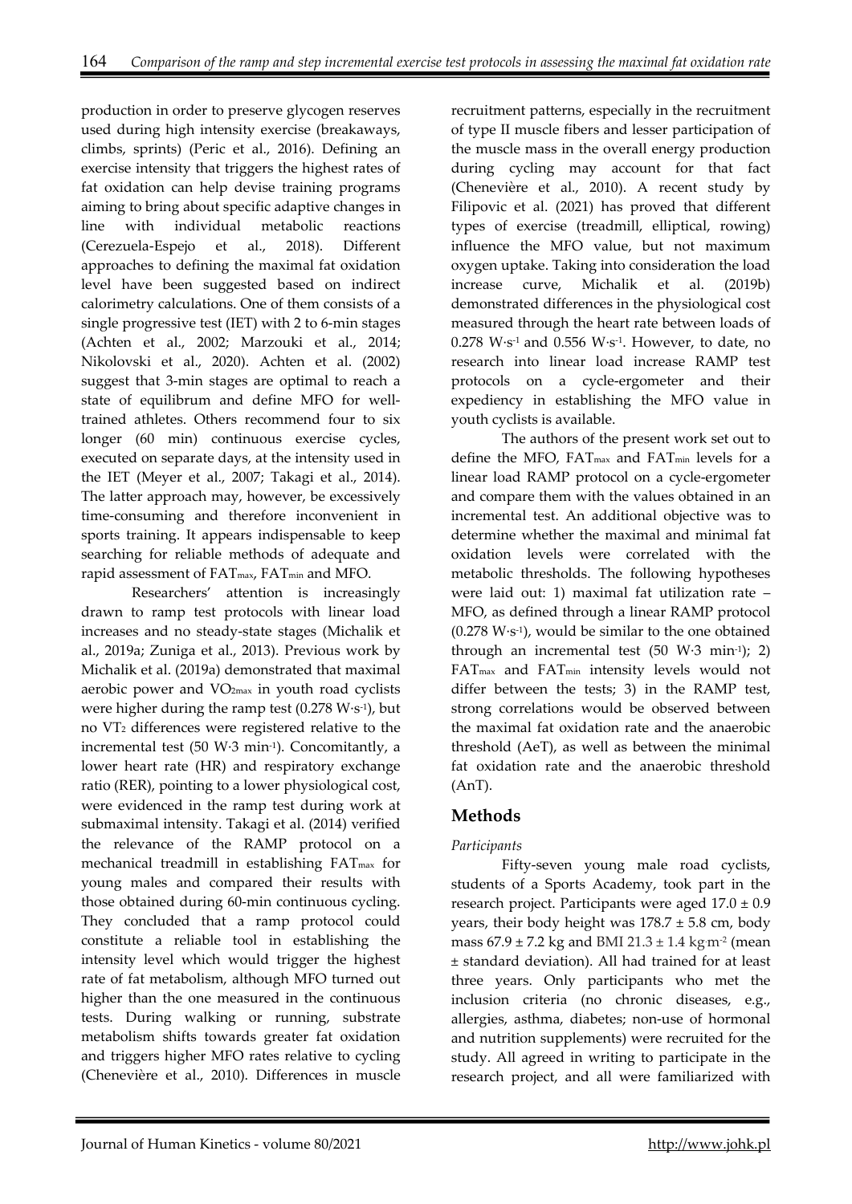production in order to preserve glycogen reserves used during high intensity exercise (breakaways, climbs, sprints) (Peric et al., 2016). Defining an exercise intensity that triggers the highest rates of fat oxidation can help devise training programs aiming to bring about specific adaptive changes in line with individual metabolic reactions (Cerezuela-Espejo et al., 2018). Different approaches to defining the maximal fat oxidation level have been suggested based on indirect calorimetry calculations. One of them consists of a single progressive test (IET) with 2 to 6-min stages (Achten et al., 2002; Marzouki et al., 2014; Nikolovski et al., 2020). Achten et al. (2002) suggest that 3-min stages are optimal to reach a state of equilibrum and define MFO for well-trained athletes. Others recommend four to six longer (60 min) continuous exercise cycles, executed on separate days, at the intensity used in the IET (Meyer et al., 2007; Takagi et al., 2014). The latter approach may, however, be excessively time-consuming and therefore inconvenient in sports training. It appears indispensable to keep searching for reliable methods of adequate and rapid assessment of $FAT_{max}$, $FAT_{min}$ and MFO.

Researchers' attention is increasingly drawn to ramp test protocols with linear load increases and no steady-state stages (Michalik et al., 2019a; Zuniga et al., 2013). Previous work by Michalik et al. (2019a) demonstrated that maximal aerobic power and $VO_{2max}$ in youth road cyclists were higher during the ramp test ($0.278\ W{\cdot}s^{-1}$), but no $VT_2$ differences were registered relative to the incremental test ($50\ W{\cdot}3\ min^{-1}$). Concomitantly, a lower heart rate (HR) and respiratory exchange ratio (RER), pointing to a lower physiological cost, were evidenced in the ramp test during work at submaximal intensity. Takagi et al. (2014) verified the relevance of the RAMP protocol on a mechanical treadmill in establishing $FAT_{max}$ for young males and compared their results with those obtained during 60-min continuous cycling. They concluded that a ramp protocol could constitute a reliable tool in establishing the intensity level which would trigger the highest rate of fat metabolism, although MFO turned out higher than the one measured in the continuous tests. During walking or running, substrate metabolism shifts towards greater fat oxidation and triggers higher MFO rates relative to cycling (Chenevière et al., 2010). Differences in muscle recruitment patterns, especially in the recruitment of type II muscle fibers and lesser participation of the muscle mass in the overall energy production during cycling may account for that fact (Chenevière et al., 2010). A recent study by Filipovic et al. (2021) has proved that different types of exercise (treadmill, elliptical, rowing) influence the MFO value, but not maximum oxygen uptake. Taking into consideration the load increase curve, Michalik et al. (2019b) demonstrated differences in the physiological cost measured through the heart rate between loads of $0.278\ W{\cdot}s^{-1}$ and $0.556\ W{\cdot}s^{-1}$. However, to date, no research into linear load increase RAMP test protocols on a cycle-ergometer and their expediency in establishing the MFO value in youth cyclists is available.

The authors of the present work set out to define the MFO, $FAT_{max}$ and $FAT_{min}$ levels for a linear load RAMP protocol on a cycle-ergometer and compare them with the values obtained in an incremental test. An additional objective was to determine whether the maximal and minimal fat oxidation levels were correlated with the metabolic thresholds. The following hypotheses were laid out: 1) maximal fat utilization rate – MFO, as defined through a linear RAMP protocol ($0.278\ W{\cdot}s^{-1}$), would be similar to the one obtained through an incremental test ($50\ W{\cdot}3\ min^{-1}$); 2) $FAT_{max}$ and $FAT_{min}$ intensity levels would not differ between the tests; 3) in the RAMP test, strong correlations would be observed between the maximal fat oxidation rate and the anaerobic threshold (AeT), as well as between the minimal fat oxidation rate and the anaerobic threshold (AnT).

## Methods

### *Participants*

Fifty-seven young male road cyclists, students of a Sports Academy, took part in the research project. Participants were aged $17.0 \pm 0.9$ years, their body height was $178.7 \pm 5.8$ cm, body mass $67.9 \pm 7.2$ kg and BMI $21.3 \pm 1.4\ kg{\cdot}m^{-2}$ (mean ± standard deviation). All had trained for at least three years. Only participants who met the inclusion criteria (no chronic diseases, e.g., allergies, asthma, diabetes; non-use of hormonal and nutrition supplements) were recruited for the study. All agreed in writing to participate in the research project, and all were familiarized with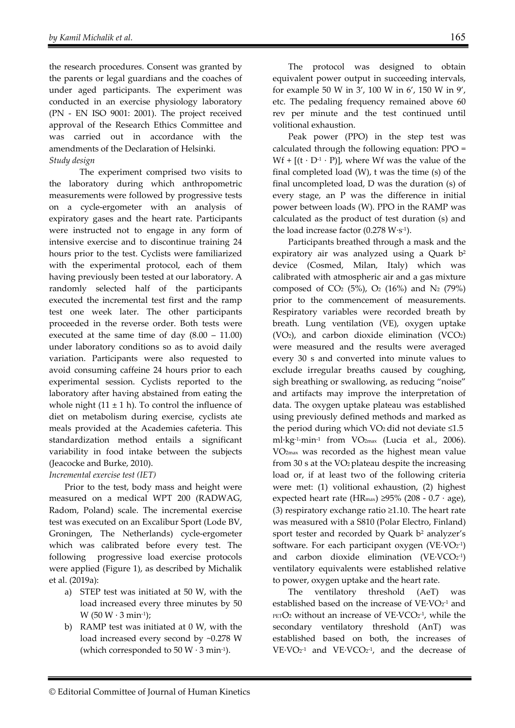the research procedures. Consent was granted by the parents or legal guardians and the coaches of under aged participants. The experiment was conducted in an exercise physiology laboratory (PN - EN ISO 9001: 2001). The project received approval of the Research Ethics Committee and was carried out in accordance with the amendments of the Declaration of Helsinki.

*Study design*

The experiment comprised two visits to the laboratory during which anthropometric measurements were followed by progressive tests on a cycle-ergometer with an analysis of expiratory gases and the heart rate. Participants were instructed not to engage in any form of intensive exercise and to discontinue training 24 hours prior to the test. Cyclists were familiarized with the experimental protocol, each of them having previously been tested at our laboratory. A randomly selected half of the participants executed the incremental test first and the ramp test one week later. The other participants proceeded in the reverse order. Both tests were executed at the same time of day (8.00 – 11.00) under laboratory conditions so as to avoid daily variation. Participants were also requested to avoid consuming caffeine 24 hours prior to each experimental session. Cyclists reported to the laboratory after having abstained from eating the whole night (11 ± 1 h). To control the influence of diet on metabolism during exercise, cyclists ate meals provided at the Academies cafeteria. This standardization method entails a significant variability in food intake between the subjects (Jeacocke and Burke, 2010).

*Incremental exercise test (IET)*

Prior to the test, body mass and height were measured on a medical WPT 200 (RADWAG, Radom, Poland) scale. The incremental exercise test was executed on an Excalibur Sport (Lode BV, Groningen, The Netherlands) cycle-ergometer which was calibrated before every test. The following progressive load exercise protocols were applied (Figure 1), as described by Michalik et al. (2019a):

a) STEP test was initiated at 50 W, with the load increased every three minutes by 50 W ($50\ W \cdot 3\ min^{-1}$);
b) RAMP test was initiated at 0 W, with the load increased every second by ~0.278 W (which corresponded to $50\ W \cdot 3\ min^{-1}$).

The protocol was designed to obtain equivalent power output in succeeding intervals, for example 50 W in 3', 100 W in 6', 150 W in 9', etc. The pedaling frequency remained above 60 rev per minute and the test continued until volitional exhaustion.

Peak power (PPO) in the step test was calculated through the following equation: $PPO = Wf + [(t \cdot D^{-1} \cdot P)]$, where Wf was the value of the final completed load (W), t was the time (s) of the final uncompleted load, D was the duration (s) of every stage, an P was the difference in initial power between loads (W). PPO in the RAMP was calculated as the product of test duration (s) and the load increase factor ($0.278\ W \cdot s^{-1}$).

Participants breathed through a mask and the expiratory air was analyzed using a Quark $b^2$ device (Cosmed, Milan, Italy) which was calibrated with atmospheric air and a gas mixture composed of $CO_2$ (5%), $O_2$ (16%) and $N_2$ (79%) prior to the commencement of measurements. Respiratory variables were recorded breath by breath. Lung ventilation (VE), oxygen uptake ($VO_2$), and carbon dioxide elimination ($VCO_2$) were measured and the results were averaged every 30 s and converted into minute values to exclude irregular breaths caused by coughing, sigh breathing or swallowing, as reducing "noise" and artifacts may improve the interpretation of data. The oxygen uptake plateau was established using previously defined methods and marked as the period during which $VO_2$ did not deviate ≤1.5 $ml \cdot kg^{-1} \cdot min^{-1}$ from $VO_{2max}$ (Lucia et al., 2006). $VO_{2max}$ was recorded as the highest mean value from 30 s at the $VO_2$ plateau despite the increasing load or, if at least two of the following criteria were met: (1) volitional exhaustion, (2) highest expected heart rate ($HR_{max}$) ≥95% (208 - 0.7 · age), (3) respiratory exchange ratio ≥1.10. The heart rate was measured with a S810 (Polar Electro, Finland) sport tester and recorded by Quark $b^2$ analyzer's software. For each participant oxygen ($VE \cdot VO_2^{-1}$) and carbon dioxide elimination ($VE \cdot VCO_2^{-1}$) ventilatory equivalents were established relative to power, oxygen uptake and the heart rate.

The ventilatory threshold (AeT) was established based on the increase of $VE \cdot VO_2^{-1}$ and $_{PET}O_2$ without an increase of $VE \cdot VCO_2^{-1}$, while the secondary ventilatory threshold (AnT) was established based on both, the increases of $VE \cdot VO_2^{-1}$ and $VE \cdot VCO_2^{-1}$, and the decrease of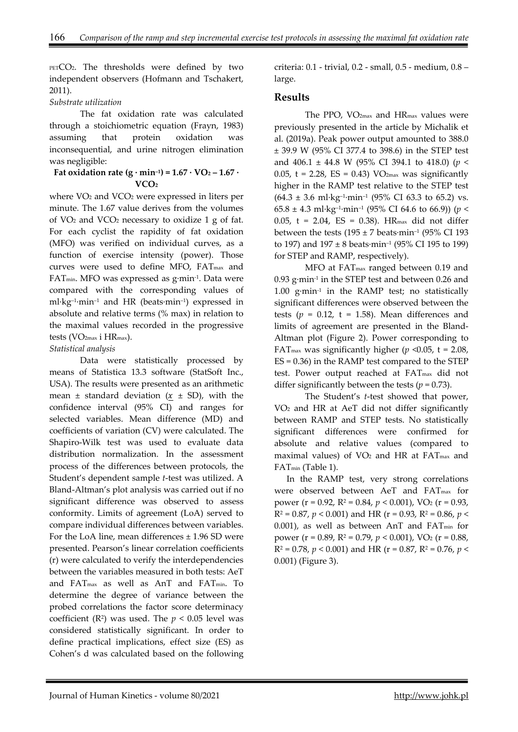$_{PET}CO_2$. The thresholds were defined by two independent observers (Hofmann and Tschakert, 2011).

*Substrate utilization*

The fat oxidation rate was calculated through a stoichiometric equation (Frayn, 1983) assuming that protein oxidation was inconsequential, and urine nitrogen elimination was negligible:

$$\textbf{Fat oxidation rate } (g \cdot min^{-1}) = 1.67 \cdot VO_2 - 1.67 \cdot VCO_2$$

where $VO_2$ and $VCO_2$ were expressed in liters per minute. The 1.67 value derives from the volumes of $VO_2$ and $VCO_2$ necessary to oxidize 1 g of fat. For each cyclist the rapidity of fat oxidation (MFO) was verified on individual curves, as a function of exercise intensity (power). Those curves were used to define MFO, $FAT_{max}$ and $FAT_{min}$. MFO was expressed as $g \cdot min^{-1}$. Data were compared with the corresponding values of $ml \cdot kg^{-1} \cdot min^{-1}$ and HR ($beats \cdot min^{-1}$) expressed in absolute and relative terms (% max) in relation to the maximal values recorded in the progressive tests ($VO_{2max}$ i $HR_{max}$).

*Statistical analysis*

Data were statistically processed by means of Statistica 13.3 software (StatSoft Inc., USA). The results were presented as an arithmetic mean ± standard deviation ($\underline{x}$ ± SD), with the confidence interval (95% CI) and ranges for selected variables. Mean difference (MD) and coefficients of variation (CV) were calculated. The Shapiro-Wilk test was used to evaluate data distribution normalization. In the assessment process of the differences between protocols, the Student's dependent sample *t*-test was utilized. A Bland-Altman's plot analysis was carried out if no significant difference was observed to assess conformity. Limits of agreement (LoA) served to compare individual differences between variables. For the LoA line, mean differences ± 1.96 SD were presented. Pearson's linear correlation coefficients (r) were calculated to verify the interdependencies between the variables measured in both tests: AeT and $FAT_{max}$ as well as AnT and $FAT_{min}$. To determine the degree of variance between the probed correlations the factor score determinacy coefficient ($R^2$) was used. The $p < 0.05$ level was considered statistically significant. In order to define practical implications, effect size (ES) as Cohen's d was calculated based on the following criteria: 0.1 - trivial, 0.2 - small, 0.5 - medium, 0.8 – large.

## Results

The PPO, $VO_{2max}$ and $HR_{max}$ values were previously presented in the article by Michalik et al. (2019a). Peak power output amounted to 388.0 ± 39.9 W (95% CI 377.4 to 398.6) in the STEP test and 406.1 ± 44.8 W (95% CI 394.1 to 418.0) ($p < 0.05$, t = 2.28, ES = 0.43) $VO_{2max}$ was significantly higher in the RAMP test relative to the STEP test (64.3 ± 3.6 $ml \cdot kg^{-1} \cdot min^{-1}$ (95% CI 63.3 to 65.2) vs. 65.8 ± 4.3 $ml \cdot kg^{-1} \cdot min^{-1}$ (95% CI 64.6 to 66.9)) ($p < 0.05$, t = 2.04, ES = 0.38). $HR_{max}$ did not differ between the tests (195 ± 7 $beats \cdot min^{-1}$ (95% CI 193 to 197) and 197 ± 8 $beats \cdot min^{-1}$ (95% CI 195 to 199) for STEP and RAMP, respectively).

MFO at $FAT_{max}$ ranged between 0.19 and 0.93 $g \cdot min^{-1}$ in the STEP test and between 0.26 and 1.00 $g \cdot min^{-1}$ in the RAMP test; no statistically significant differences were observed between the tests ($p$ = 0.12, t = 1.58). Mean differences and limits of agreement are presented in the Bland-Altman plot (Figure 2). Power corresponding to $FAT_{max}$ was significantly higher ($p$ <0.05, t = 2.08, ES = 0.36) in the RAMP test compared to the STEP test. Power output reached at $FAT_{max}$ did not differ significantly between the tests ($p$ = 0.73).

The Student's *t*-test showed that power, $VO_2$ and HR at AeT did not differ significantly between RAMP and STEP tests. No statistically significant differences were confirmed for absolute and relative values (compared to maximal values) of $VO_2$ and HR at $FAT_{max}$ and $FAT_{min}$ (Table 1).

In the RAMP test, very strong correlations were observed between AeT and $FAT_{max}$ for power (r = 0.92, $R^2$ = 0.84, $p$ < 0.001), $VO_2$ (r = 0.93, $R^2$ = 0.87, $p$ < 0.001) and HR (r = 0.93, $R^2$ = 0.86, $p$ < 0.001), as well as between AnT and $FAT_{min}$ for power (r = 0.89, $R^2$ = 0.79, $p$ < 0.001), $VO_2$ (r = 0.88, $R^2$ = 0.78, $p$ < 0.001) and HR (r = 0.87, $R^2$ = 0.76, $p$ < 0.001) (Figure 3).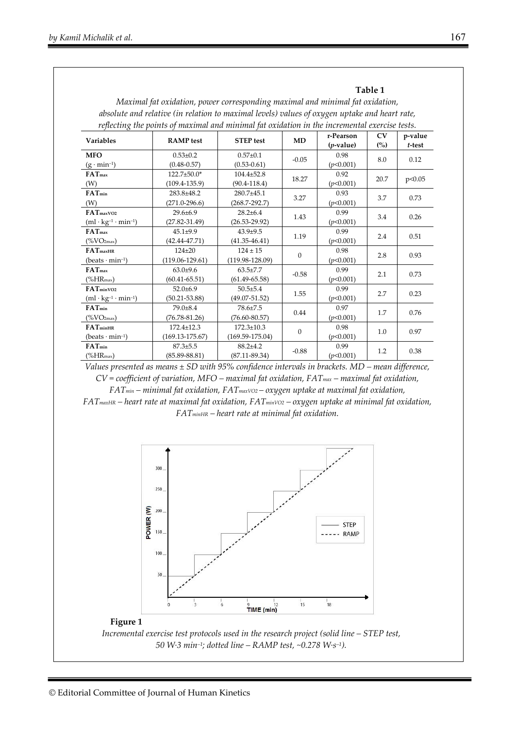**Table 1**

*Maximal fat oxidation, power corresponding maximal and minimal fat oxidation, absolute and relative (in relation to maximal levels) values of oxygen uptake and heart rate, reflecting the points of maximal and minimal fat oxidation in the incremental exercise tests.*

| Variables | RAMP test | STEP test | MD | r-Pearson ($p$-value) | CV (%) | p-value $t$-test |
|---|---|---|---|---|---|---|
| **MFO** ($g \cdot min^{-1}$) | 0.53±0.2 (0.48-0.57) | 0.57±0.1 (0.53-0.61) | -0.05 | 0.98 ($p<0.001$) | 8.0 | 0.12 |
| **$FAT_{max}$** (W) | 122.7±50.0* (109.4-135.9) | 104.4±52.8 (90.4-118.4) | 18.27 | 0.92 ($p<0.001$) | 20.7 | $p<0.05$ |
| **$FAT_{min}$** (W) | 283.8±48.2 (271.0-296.6) | 280.7±45.1 (268.7-292.7) | 3.27 | 0.93 ($p<0.001$) | 3.7 | 0.73 |
| **$FAT_{maxVO2}$** ($ml \cdot kg^{-1} \cdot min^{-1}$) | 29.6±6.9 (27.82-31.49) | 28.2±6.4 (26.53-29.92) | 1.43 | 0.99 ($p<0.001$) | 3.4 | 0.26 |
| **$FAT_{max}$** (%$VO_{2max}$) | 45.1±9.9 (42.44-47.71) | 43.9±9.5 (41.35-46.41) | 1.19 | 0.99 ($p<0.001$) | 2.4 | 0.51 |
| **$FAT_{maxHR}$** ($beats \cdot min^{-1}$) | 124±20 (119.06-129.61) | 124 ± 15 (119.98-128.09) | 0 | 0.98 ($p<0.001$) | 2.8 | 0.93 |
| **$FAT_{max}$** (%$HR_{max}$) | 63.0±9.6 (60.41-65.51) | 63.5±7.7 (61.49-65.58) | -0.58 | 0.99 ($p<0.001$) | 2.1 | 0.73 |
| **$FAT_{minVO2}$** ($ml \cdot kg^{-1} \cdot min^{-1}$) | 52.0±6.9 (50.21-53.88) | 50.5±5.4 (49.07-51.52) | 1.55 | 0.99 ($p<0.001$) | 2.7 | 0.23 |
| **$FAT_{min}$** (%$VO_{2max}$) | 79.0±8.4 (76.78-81.26) | 78.6±7.5 (76.60-80.57) | 0.44 | 0.97 ($p<0.001$) | 1.7 | 0.76 |
| **$FAT_{minHR}$** ($beats \cdot min^{-1}$) | 172.4±12.3 (169.13-175.67) | 172.3±10.3 (169.59-175.04) | 0 | 0.98 ($p<0.001$) | 1.0 | 0.97 |
| **$FAT_{min}$** (%$HR_{max}$) | 87.3±5.5 (85.89-88.81) | 88.2±4.2 (87.11-89.34) | -0.88 | 0.99 ($p<0.001$) | 1.2 | 0.38 |

*Values presented as means ± SD with 95% confidence intervals in brackets. MD – mean difference, CV = coefficient of variation, MFO – maximal fat oxidation, $FAT_{max}$ – maximal fat oxidation, $FAT_{min}$ – minimal fat oxidation, $FAT_{maxVO2}$ – oxygen uptake at maximal fat oxidation, $FAT_{maxHR}$ – heart rate at maximal fat oxidation, $FAT_{minVO2}$ – oxygen uptake at minimal fat oxidation, $FAT_{minHR}$ – heart rate at minimal fat oxidation.*

**Figure 1**

*Incremental exercise test protocols used in the research project (solid line – STEP test, 50 W·3 $min^{-1}$; dotted line – RAMP test, ~0.278 W·$s^{-1}$).*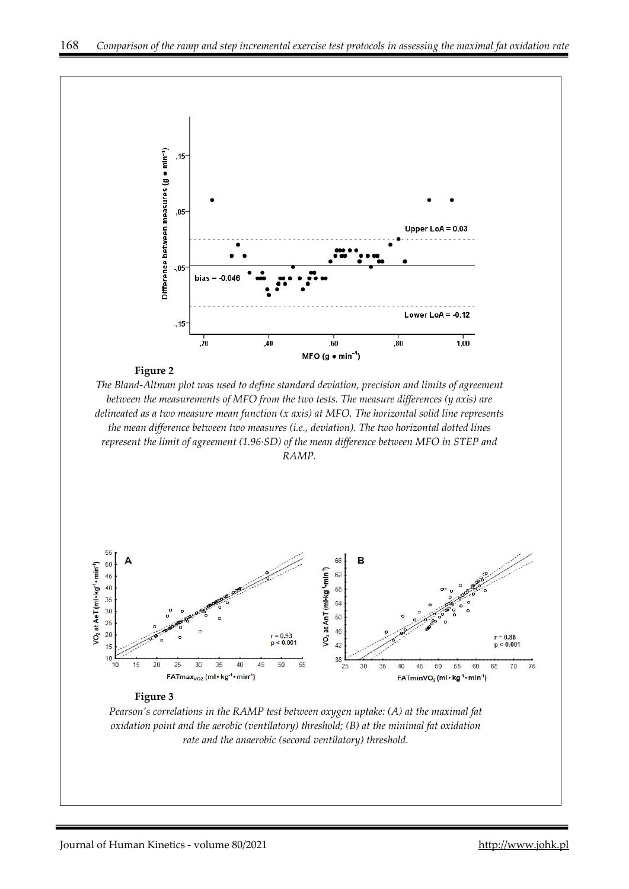**Figure 2**

*The Bland-Altman plot was used to define standard deviation, precision and limits of agreement between the measurements of MFO from the two tests. The measure differences (y axis) are delineated as a two measure mean function (x axis) at MFO. The horizontal solid line represents the mean difference between two measures (i.e., deviation). The two horizontal dotted lines represent the limit of agreement (1.96·SD) of the mean difference between MFO in STEP and RAMP.*

**Figure 3**

*Pearson's correlations in the RAMP test between oxygen uptake: (A) at the maximal fat oxidation point and the aerobic (ventilatory) threshold; (B) at the minimal fat oxidation rate and the anaerobic (second ventilatory) threshold.*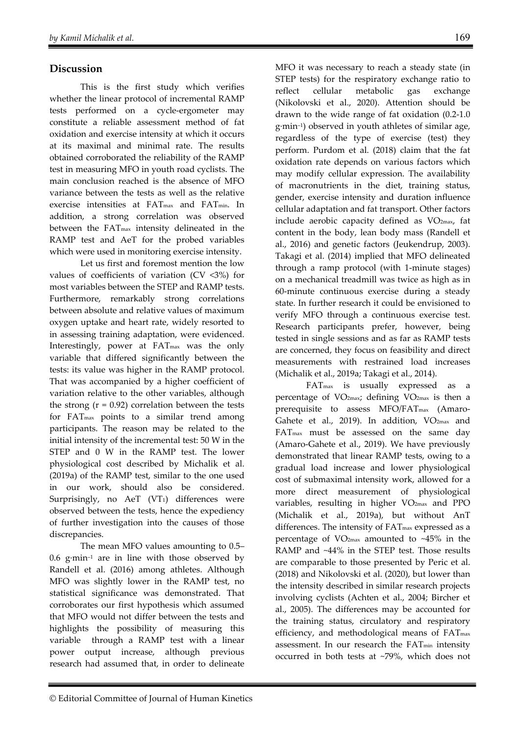## Discussion

This is the first study which verifies whether the linear protocol of incremental RAMP tests performed on a cycle-ergometer may constitute a reliable assessment method of fat oxidation and exercise intensity at which it occurs at its maximal and minimal rate. The results obtained corroborated the reliability of the RAMP test in measuring MFO in youth road cyclists. The main conclusion reached is the absence of MFO variance between the tests as well as the relative exercise intensities at $FAT_{max}$ and $FAT_{min}$. In addition, a strong correlation was observed between the $FAT_{max}$ intensity delineated in the RAMP test and AeT for the probed variables which were used in monitoring exercise intensity.

Let us first and foremost mention the low values of coefficients of variation (CV <3%) for most variables between the STEP and RAMP tests. Furthermore, remarkably strong correlations between absolute and relative values of maximum oxygen uptake and heart rate, widely resorted to in assessing training adaptation, were evidenced. Interestingly, power at $FAT_{max}$ was the only variable that differed significantly between the tests: its value was higher in the RAMP protocol. That was accompanied by a higher coefficient of variation relative to the other variables, although the strong ($r = 0.92$) correlation between the tests for $FAT_{max}$ points to a similar trend among participants. The reason may be related to the initial intensity of the incremental test: 50 W in the STEP and 0 W in the RAMP test. The lower physiological cost described by Michalik et al. (2019a) of the RAMP test, similar to the one used in our work, should also be considered. Surprisingly, no AeT ($VT_1$) differences were observed between the tests, hence the expediency of further investigation into the causes of those discrepancies.

The mean MFO values amounting to 0.5–0.6 $g \cdot min^{-1}$ are in line with those observed by Randell et al. (2016) among athletes. Although MFO was slightly lower in the RAMP test, no statistical significance was demonstrated. That corroborates our first hypothesis which assumed that MFO would not differ between the tests and highlights the possibility of measuring this variable through a RAMP test with a linear power output increase, although previous research had assumed that, in order to delineate MFO it was necessary to reach a steady state (in STEP tests) for the respiratory exchange ratio to reflect cellular metabolic gas exchange (Nikolovski et al., 2020). Attention should be drawn to the wide range of fat oxidation (0.2-1.0 $g \cdot min^{-1}$) observed in youth athletes of similar age, regardless of the type of exercise (test) they perform. Purdom et al. (2018) claim that the fat oxidation rate depends on various factors which may modify cellular expression. The availability of macronutrients in the diet, training status, gender, exercise intensity and duration influence cellular adaptation and fat transport. Other factors include aerobic capacity defined as $VO_{2max}$, fat content in the body, lean body mass (Randell et al., 2016) and genetic factors (Jeukendrup, 2003). Takagi et al. (2014) implied that MFO delineated through a ramp protocol (with 1-minute stages) on a mechanical treadmill was twice as high as in 60-minute continuous exercise during a steady state. In further research it could be envisioned to verify MFO through a continuous exercise test. Research participants prefer, however, being tested in single sessions and as far as RAMP tests are concerned, they focus on feasibility and direct measurements with restrained load increases (Michalik et al., 2019a; Takagi et al., 2014).

$FAT_{max}$ is usually expressed as a percentage of $VO_{2max}$; defining $VO_{2max}$ is then a prerequisite to assess MFO/$FAT_{max}$ (Amaro-Gahete et al., 2019). In addition, $VO_{2max}$ and $FAT_{max}$ must be assessed on the same day (Amaro-Gahete et al., 2019). We have previously demonstrated that linear RAMP tests, owing to a gradual load increase and lower physiological cost of submaximal intensity work, allowed for a more direct measurement of physiological variables, resulting in higher $VO_{2max}$ and PPO (Michalik et al., 2019a), but without AnT differences. The intensity of $FAT_{max}$ expressed as a percentage of $VO_{2max}$ amounted to ~45% in the RAMP and ~44% in the STEP test. Those results are comparable to those presented by Peric et al. (2018) and Nikolovski et al. (2020), but lower than the intensity described in similar research projects involving cyclists (Achten et al., 2004; Bircher et al., 2005). The differences may be accounted for the training status, circulatory and respiratory efficiency, and methodological means of $FAT_{max}$ assessment. In our research the $FAT_{min}$ intensity occurred in both tests at ~79%, which does not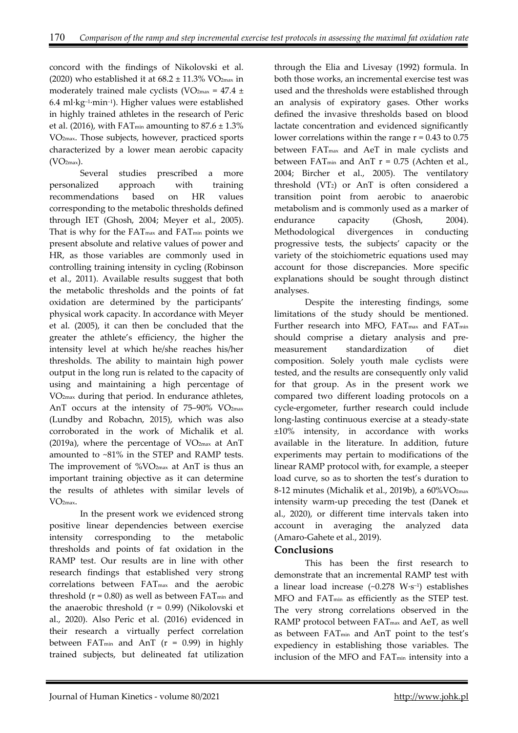concord with the findings of Nikolovski et al. (2020) who established it at $68.2 \pm 11.3\%$ $VO_{2max}$ in moderately trained male cyclists ($VO_{2max}$ = $47.4 \pm 6.4$ $ml \cdot kg^{-1} \cdot min^{-1}$). Higher values were established in highly trained athletes in the research of Peric et al. (2016), with $FAT_{min}$ amounting to $87.6 \pm 1.3\%$ $VO_{2max}$. Those subjects, however, practiced sports characterized by a lower mean aerobic capacity ($VO_{2max}$).

Several studies prescribed a more personalized approach with training recommendations based on HR values corresponding to the metabolic thresholds defined through IET (Ghosh, 2004; Meyer et al., 2005). That is why for the $FAT_{max}$ and $FAT_{min}$ points we present absolute and relative values of power and HR, as those variables are commonly used in controlling training intensity in cycling (Robinson et al., 2011). Available results suggest that both the metabolic thresholds and the points of fat oxidation are determined by the participants' physical work capacity. In accordance with Meyer et al. (2005), it can then be concluded that the greater the athlete's efficiency, the higher the intensity level at which he/she reaches his/her thresholds. The ability to maintain high power output in the long run is related to the capacity of using and maintaining a high percentage of $VO_{2max}$ during that period. In endurance athletes, AnT occurs at the intensity of 75–90% $VO_{2max}$ (Lundby and Robachn, 2015), which was also corroborated in the work of Michalik et al. (2019a), where the percentage of $VO_{2max}$ at AnT amounted to ~81% in the STEP and RAMP tests. The improvement of $\%VO_{2max}$ at AnT is thus an important training objective as it can determine the results of athletes with similar levels of $VO_{2max}$.

In the present work we evidenced strong positive linear dependencies between exercise intensity corresponding to the metabolic thresholds and points of fat oxidation in the RAMP test. Our results are in line with other research findings that established very strong correlations between $FAT_{max}$ and the aerobic threshold ($r = 0.80$) as well as between $FAT_{min}$ and the anaerobic threshold ($r = 0.99$) (Nikolovski et al., 2020). Also Peric et al. (2016) evidenced in their research a virtually perfect correlation between $FAT_{min}$ and AnT ($r = 0.99$) in highly trained subjects, but delineated fat utilization through the Elia and Livesay (1992) formula. In both those works, an incremental exercise test was used and the thresholds were established through an analysis of expiratory gases. Other works defined the invasive thresholds based on blood lactate concentration and evidenced significantly lower correlations within the range $r = 0.43$ to $0.75$ between $FAT_{max}$ and AeT in male cyclists and between $FAT_{min}$ and AnT $r = 0.75$ (Achten et al., 2004; Bircher et al., 2005). The ventilatory threshold ($VT_2$) or AnT is often considered a transition point from aerobic to anaerobic metabolism and is commonly used as a marker of endurance capacity (Ghosh, 2004). Methodological divergences in conducting progressive tests, the subjects' capacity or the variety of the stoichiometric equations used may account for those discrepancies. More specific explanations should be sought through distinct analyses.

Despite the interesting findings, some limitations of the study should be mentioned. Further research into MFO, $FAT_{max}$ and $FAT_{min}$ should comprise a dietary analysis and pre-measurement standardization of diet composition. Solely youth male cyclists were tested, and the results are consequently only valid for that group. As in the present work we compared two different loading protocols on a cycle-ergometer, further research could include long-lasting continuous exercise at a steady-state ±10% intensity, in accordance with works available in the literature. In addition, future experiments may pertain to modifications of the linear RAMP protocol with, for example, a steeper load curve, so as to shorten the test's duration to 8-12 minutes (Michalik et al., 2019b), a 60%$VO_{2max}$ intensity warm-up preceding the test (Danek et al., 2020), or different time intervals taken into account in averaging the analyzed data (Amaro-Gahete et al., 2019).

## Conclusions

This has been the first research to demonstrate that an incremental RAMP test with a linear load increase (~0.278 $W \cdot s^{-1}$) establishes MFO and $FAT_{min}$ as efficiently as the STEP test. The very strong correlations observed in the RAMP protocol between $FAT_{max}$ and AeT, as well as between $FAT_{min}$ and AnT point to the test's expediency in establishing those variables. The inclusion of the MFO and $FAT_{min}$ intensity into a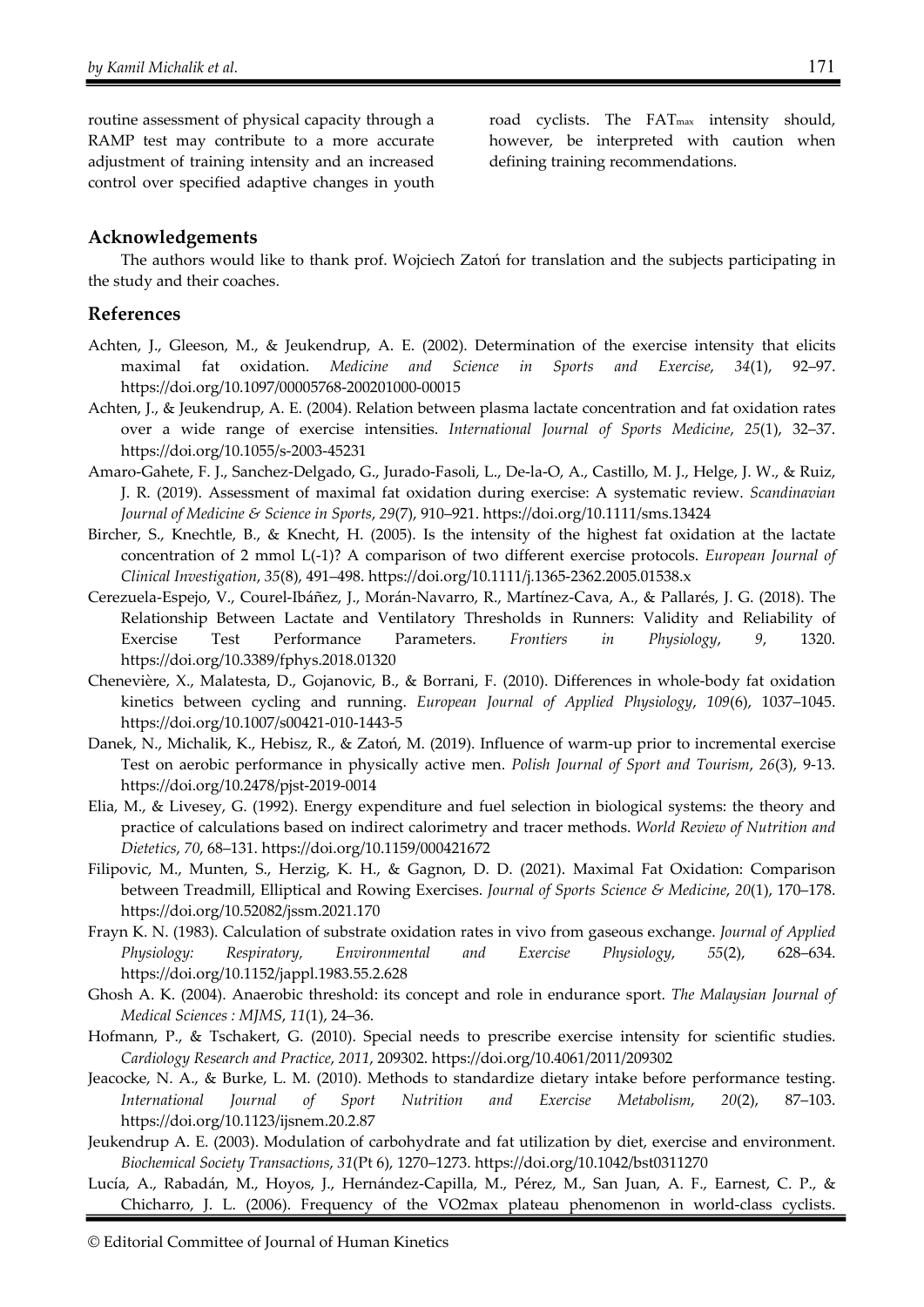routine assessment of physical capacity through a RAMP test may contribute to a more accurate adjustment of training intensity and an increased control over specified adaptive changes in youth road cyclists. The $FAT_{max}$ intensity should, however, be interpreted with caution when defining training recommendations.

## Acknowledgements

The authors would like to thank prof. Wojciech Zatoń for translation and the subjects participating in the study and their coaches.

## References

Achten, J., Gleeson, M., & Jeukendrup, A. E. (2002). Determination of the exercise intensity that elicits maximal fat oxidation. *Medicine and Science in Sports and Exercise*, *34*(1), 92–97. https://doi.org/10.1097/00005768-200201000-00015

Achten, J., & Jeukendrup, A. E. (2004). Relation between plasma lactate concentration and fat oxidation rates over a wide range of exercise intensities. *International Journal of Sports Medicine*, *25*(1), 32–37. https://doi.org/10.1055/s-2003-45231

Amaro-Gahete, F. J., Sanchez-Delgado, G., Jurado-Fasoli, L., De-la-O, A., Castillo, M. J., Helge, J. W., & Ruiz, J. R. (2019). Assessment of maximal fat oxidation during exercise: A systematic review. *Scandinavian Journal of Medicine & Science in Sports*, *29*(7), 910–921. https://doi.org/10.1111/sms.13424

Bircher, S., Knechtle, B., & Knecht, H. (2005). Is the intensity of the highest fat oxidation at the lactate concentration of 2 mmol L(-1)? A comparison of two different exercise protocols. *European Journal of Clinical Investigation*, *35*(8), 491–498. https://doi.org/10.1111/j.1365-2362.2005.01538.x

Cerezuela-Espejo, V., Courel-Ibáñez, J., Morán-Navarro, R., Martínez-Cava, A., & Pallarés, J. G. (2018). The Relationship Between Lactate and Ventilatory Thresholds in Runners: Validity and Reliability of Exercise Test Performance Parameters. *Frontiers in Physiology*, *9*, 1320. https://doi.org/10.3389/fphys.2018.01320

Chenevière, X., Malatesta, D., Gojanovic, B., & Borrani, F. (2010). Differences in whole-body fat oxidation kinetics between cycling and running. *European Journal of Applied Physiology*, *109*(6), 1037–1045. https://doi.org/10.1007/s00421-010-1443-5

Danek, N., Michalik, K., Hebisz, R., & Zatoń, M. (2019). Influence of warm-up prior to incremental exercise Test on aerobic performance in physically active men. *Polish Journal of Sport and Tourism*, *26*(3), 9-13. https://doi.org/10.2478/pjst-2019-0014

Elia, M., & Livesey, G. (1992). Energy expenditure and fuel selection in biological systems: the theory and practice of calculations based on indirect calorimetry and tracer methods. *World Review of Nutrition and Dietetics*, *70*, 68–131. https://doi.org/10.1159/000421672

Filipovic, M., Munten, S., Herzig, K. H., & Gagnon, D. D. (2021). Maximal Fat Oxidation: Comparison between Treadmill, Elliptical and Rowing Exercises. *Journal of Sports Science & Medicine*, *20*(1), 170–178. https://doi.org/10.52082/jssm.2021.170

Frayn K. N. (1983). Calculation of substrate oxidation rates in vivo from gaseous exchange. *Journal of Applied Physiology: Respiratory, Environmental and Exercise Physiology*, *55*(2), 628–634. https://doi.org/10.1152/jappl.1983.55.2.628

Ghosh A. K. (2004). Anaerobic threshold: its concept and role in endurance sport. *The Malaysian Journal of Medical Sciences : MJMS*, *11*(1), 24–36.

Hofmann, P., & Tschakert, G. (2010). Special needs to prescribe exercise intensity for scientific studies. *Cardiology Research and Practice*, *2011*, 209302. https://doi.org/10.4061/2011/209302

Jeacocke, N. A., & Burke, L. M. (2010). Methods to standardize dietary intake before performance testing. *International Journal of Sport Nutrition and Exercise Metabolism*, *20*(2), 87–103. https://doi.org/10.1123/ijsnem.20.2.87

Jeukendrup A. E. (2003). Modulation of carbohydrate and fat utilization by diet, exercise and environment. *Biochemical Society Transactions*, *31*(Pt 6), 1270–1273. https://doi.org/10.1042/bst0311270

Lucía, A., Rabadán, M., Hoyos, J., Hernández-Capilla, M., Pérez, M., San Juan, A. F., Earnest, C. P., & Chicharro, J. L. (2006). Frequency of the VO2max plateau phenomenon in world-class cyclists.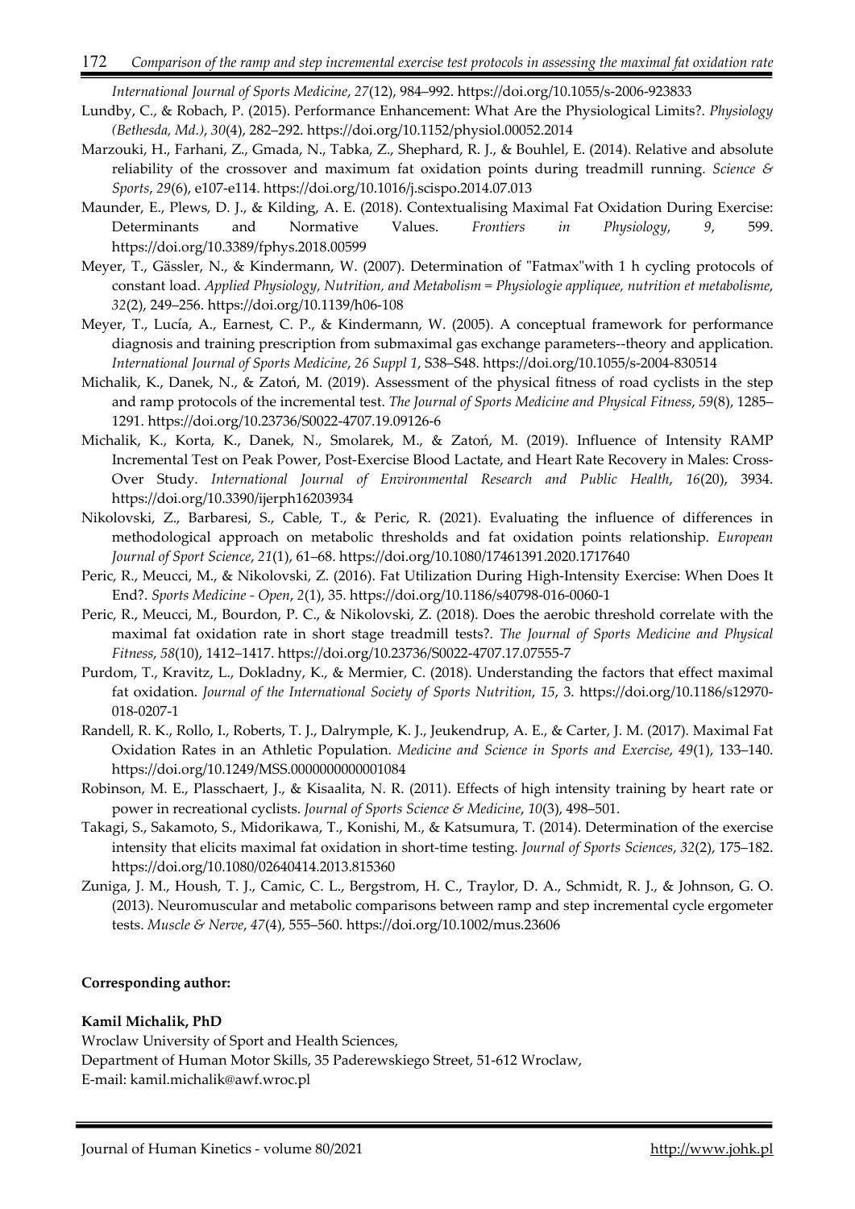*International Journal of Sports Medicine*, *27*(12), 984–992. https://doi.org/10.1055/s-2006-923833

Lundby, C., & Robach, P. (2015). Performance Enhancement: What Are the Physiological Limits?. *Physiology (Bethesda, Md.)*, *30*(4), 282–292. https://doi.org/10.1152/physiol.00052.2014

Marzouki, H., Farhani, Z., Gmada, N., Tabka, Z., Shephard, R. J., & Bouhlel, E. (2014). Relative and absolute reliability of the crossover and maximum fat oxidation points during treadmill running. *Science & Sports*, *29*(6), e107-e114. https://doi.org/10.1016/j.scispo.2014.07.013

Maunder, E., Plews, D. J., & Kilding, A. E. (2018). Contextualising Maximal Fat Oxidation During Exercise: Determinants and Normative Values. *Frontiers in Physiology*, *9*, 599. https://doi.org/10.3389/fphys.2018.00599

Meyer, T., Gässler, N., & Kindermann, W. (2007). Determination of "Fatmax"with 1 h cycling protocols of constant load. *Applied Physiology, Nutrition, and Metabolism = Physiologie appliquee, nutrition et metabolisme*, *32*(2), 249–256. https://doi.org/10.1139/h06-108

Meyer, T., Lucía, A., Earnest, C. P., & Kindermann, W. (2005). A conceptual framework for performance diagnosis and training prescription from submaximal gas exchange parameters--theory and application. *International Journal of Sports Medicine*, *26 Suppl 1*, S38–S48. https://doi.org/10.1055/s-2004-830514

Michalik, K., Danek, N., & Zatoń, M. (2019). Assessment of the physical fitness of road cyclists in the step and ramp protocols of the incremental test. *The Journal of Sports Medicine and Physical Fitness*, *59*(8), 1285–1291. https://doi.org/10.23736/S0022-4707.19.09126-6

Michalik, K., Korta, K., Danek, N., Smolarek, M., & Zatoń, M. (2019). Influence of Intensity RAMP Incremental Test on Peak Power, Post-Exercise Blood Lactate, and Heart Rate Recovery in Males: Cross-Over Study. *International Journal of Environmental Research and Public Health*, *16*(20), 3934. https://doi.org/10.3390/ijerph16203934

Nikolovski, Z., Barbaresi, S., Cable, T., & Peric, R. (2021). Evaluating the influence of differences in methodological approach on metabolic thresholds and fat oxidation points relationship. *European Journal of Sport Science*, *21*(1), 61–68. https://doi.org/10.1080/17461391.2020.1717640

Peric, R., Meucci, M., & Nikolovski, Z. (2016). Fat Utilization During High-Intensity Exercise: When Does It End?. *Sports Medicine - Open*, *2*(1), 35. https://doi.org/10.1186/s40798-016-0060-1

Peric, R., Meucci, M., Bourdon, P. C., & Nikolovski, Z. (2018). Does the aerobic threshold correlate with the maximal fat oxidation rate in short stage treadmill tests?. *The Journal of Sports Medicine and Physical Fitness*, *58*(10), 1412–1417. https://doi.org/10.23736/S0022-4707.17.07555-7

Purdom, T., Kravitz, L., Dokladny, K., & Mermier, C. (2018). Understanding the factors that effect maximal fat oxidation. *Journal of the International Society of Sports Nutrition*, *15*, 3. https://doi.org/10.1186/s12970-018-0207-1

Randell, R. K., Rollo, I., Roberts, T. J., Dalrymple, K. J., Jeukendrup, A. E., & Carter, J. M. (2017). Maximal Fat Oxidation Rates in an Athletic Population. *Medicine and Science in Sports and Exercise*, *49*(1), 133–140. https://doi.org/10.1249/MSS.0000000000001084

Robinson, M. E., Plasschaert, J., & Kisaalita, N. R. (2011). Effects of high intensity training by heart rate or power in recreational cyclists. *Journal of Sports Science & Medicine*, *10*(3), 498–501.

Takagi, S., Sakamoto, S., Midorikawa, T., Konishi, M., & Katsumura, T. (2014). Determination of the exercise intensity that elicits maximal fat oxidation in short-time testing. *Journal of Sports Sciences*, *32*(2), 175–182. https://doi.org/10.1080/02640414.2013.815360

Zuniga, J. M., Housh, T. J., Camic, C. L., Bergstrom, H. C., Traylor, D. A., Schmidt, R. J., & Johnson, G. O. (2013). Neuromuscular and metabolic comparisons between ramp and step incremental cycle ergometer tests. *Muscle & Nerve*, *47*(4), 555–560. https://doi.org/10.1002/mus.23606

**Corresponding author:**

**Kamil Michalik, PhD**

Wroclaw University of Sport and Health Sciences,
Department of Human Motor Skills, 35 Paderewskiego Street, 51-612 Wroclaw,
E-mail: kamil.michalik@awf.wroc.pl